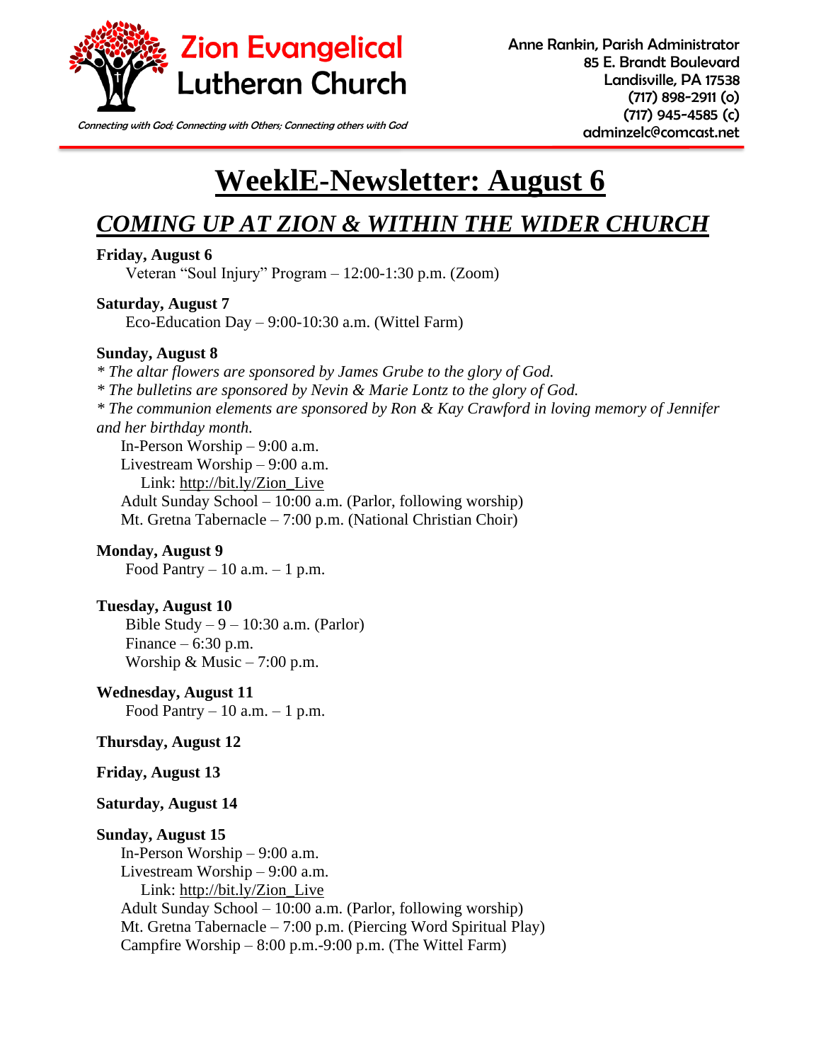# Zion Evangelical Lutheran Church

*Connecting with God; Connecting with Others; Connecting others with God*

Anne Rankin, Parish Administrator
85 E. Brandt Boulevard
Landisville, PA 17538
(717) 898-2911 (o)
(717) 945-4585 (c)
adminzelc@comcast.net

# WeeklE-Newsletter: August 6

## *COMING UP AT ZION & WITHIN THE WIDER CHURCH*

**Friday, August 6**

Veteran "Soul Injury" Program – 12:00-1:30 p.m. (Zoom)

**Saturday, August 7**

Eco-Education Day – 9:00-10:30 a.m. (Wittel Farm)

**Sunday, August 8**

*\* The altar flowers are sponsored by James Grube to the glory of God.*
*\* The bulletins are sponsored by Nevin & Marie Lontz to the glory of God.*
*\* The communion elements are sponsored by Ron & Kay Crawford in loving memory of Jennifer and her birthday month.*

In-Person Worship – 9:00 a.m.
Livestream Worship – 9:00 a.m.
Link: http://bit.ly/Zion_Live
Adult Sunday School – 10:00 a.m. (Parlor, following worship)
Mt. Gretna Tabernacle – 7:00 p.m. (National Christian Choir)

**Monday, August 9**

Food Pantry – 10 a.m. – 1 p.m.

**Tuesday, August 10**

Bible Study – 9 – 10:30 a.m. (Parlor)
Finance – 6:30 p.m.
Worship & Music – 7:00 p.m.

**Wednesday, August 11**

Food Pantry – 10 a.m. – 1 p.m.

**Thursday, August 12**

**Friday, August 13**

**Saturday, August 14**

**Sunday, August 15**

In-Person Worship – 9:00 a.m.
Livestream Worship – 9:00 a.m.
Link: http://bit.ly/Zion_Live
Adult Sunday School – 10:00 a.m. (Parlor, following worship)
Mt. Gretna Tabernacle – 7:00 p.m. (Piercing Word Spiritual Play)
Campfire Worship – 8:00 p.m.-9:00 p.m. (The Wittel Farm)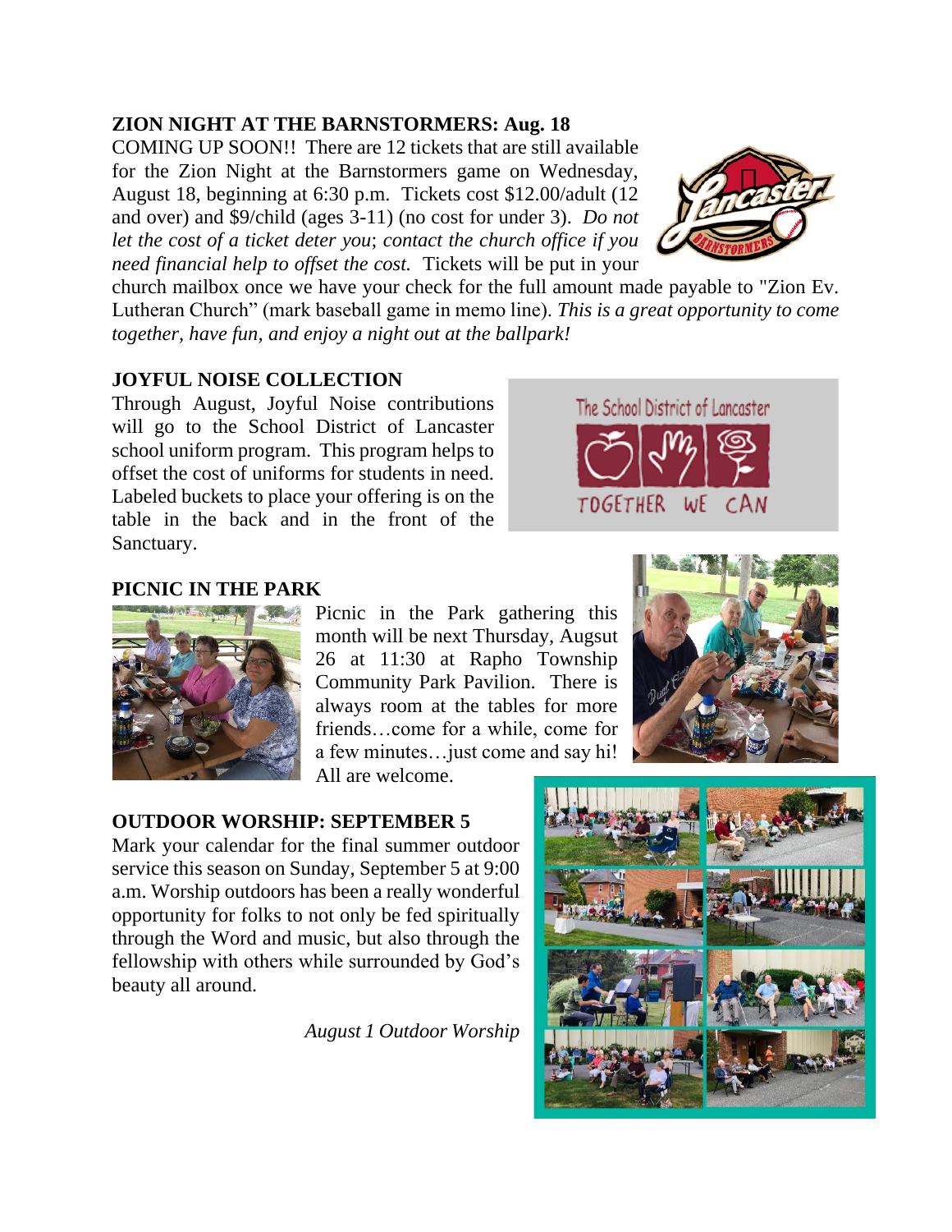**ZION NIGHT AT THE BARNSTORMERS: Aug. 18**

COMING UP SOON!! There are 12 tickets that are still available for the Zion Night at the Barnstormers game on Wednesday, August 18, beginning at 6:30 p.m. Tickets cost $12.00/adult (12 and over) and $9/child (ages 3-11) (no cost for under 3). *Do not let the cost of a ticket deter you*; *contact the church office if you need financial help to offset the cost.* Tickets will be put in your church mailbox once we have your check for the full amount made payable to "Zion Ev. Lutheran Church" (mark baseball game in memo line). *This is a great opportunity to come together, have fun, and enjoy a night out at the ballpark!*

**JOYFUL NOISE COLLECTION**

Through August, Joyful Noise contributions will go to the School District of Lancaster school uniform program. This program helps to offset the cost of uniforms for students in need. Labeled buckets to place your offering is on the table in the back and in the front of the Sanctuary.

**PICNIC IN THE PARK**

Picnic in the Park gathering this month will be next Thursday, Augsut 26 at 11:30 at Rapho Township Community Park Pavilion. There is always room at the tables for more friends…come for a while, come for a few minutes…just come and say hi! All are welcome.

**OUTDOOR WORSHIP: SEPTEMBER 5**

Mark your calendar for the final summer outdoor service this season on Sunday, September 5 at 9:00 a.m. Worship outdoors has been a really wonderful opportunity for folks to not only be fed spiritually through the Word and music, but also through the fellowship with others while surrounded by God's beauty all around.

*August 1 Outdoor Worship*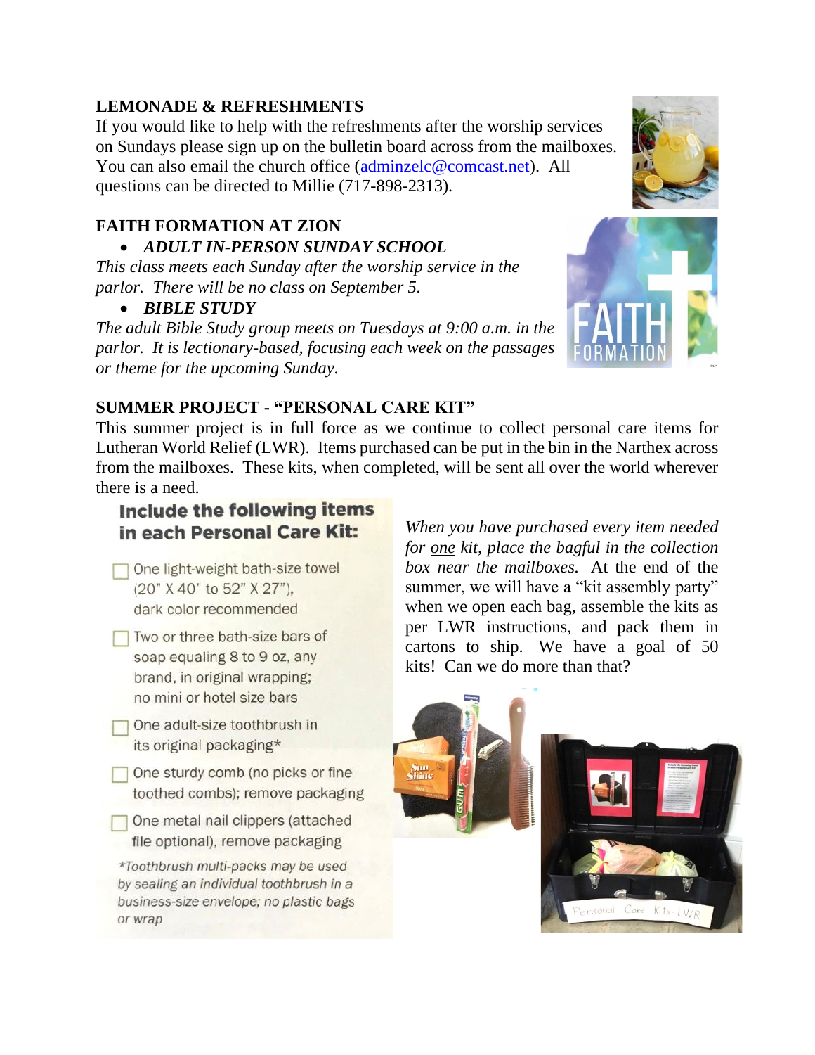## LEMONADE & REFRESHMENTS

If you would like to help with the refreshments after the worship services on Sundays please sign up on the bulletin board across from the mailboxes. You can also email the church office (adminzelc@comcast.net). All questions can be directed to Millie (717-898-2313).

## FAITH FORMATION AT ZION

- ***ADULT IN-PERSON SUNDAY SCHOOL***

*This class meets each Sunday after the worship service in the parlor. There will be no class on September 5.*

- ***BIBLE STUDY***

*The adult Bible Study group meets on Tuesdays at 9:00 a.m. in the parlor. It is lectionary-based, focusing each week on the passages or theme for the upcoming Sunday.*

## SUMMER PROJECT - "PERSONAL CARE KIT"

This summer project is in full force as we continue to collect personal care items for Lutheran World Relief (LWR). Items purchased can be put in the bin in the Narthex across from the mailboxes. These kits, when completed, will be sent all over the world wherever there is a need.

**Include the following items in each Personal Care Kit:**

- ☐ One light-weight bath-size towel (20" X 40" to 52" X 27"), dark color recommended
- ☐ Two or three bath-size bars of soap equaling 8 to 9 oz, any brand, in original wrapping; no mini or hotel size bars
- ☐ One adult-size toothbrush in its original packaging*
- ☐ One sturdy comb (no picks or fine toothed combs); remove packaging
- ☐ One metal nail clippers (attached file optional), remove packaging

*\*Toothbrush multi-packs may be used by sealing an individual toothbrush in a business-size envelope; no plastic bags or wrap*

*When you have purchased every item needed for one kit, place the bagful in the collection box near the mailboxes.* At the end of the summer, we will have a "kit assembly party" when we open each bag, assemble the kits as per LWR instructions, and pack them in cartons to ship. We have a goal of 50 kits! Can we do more than that?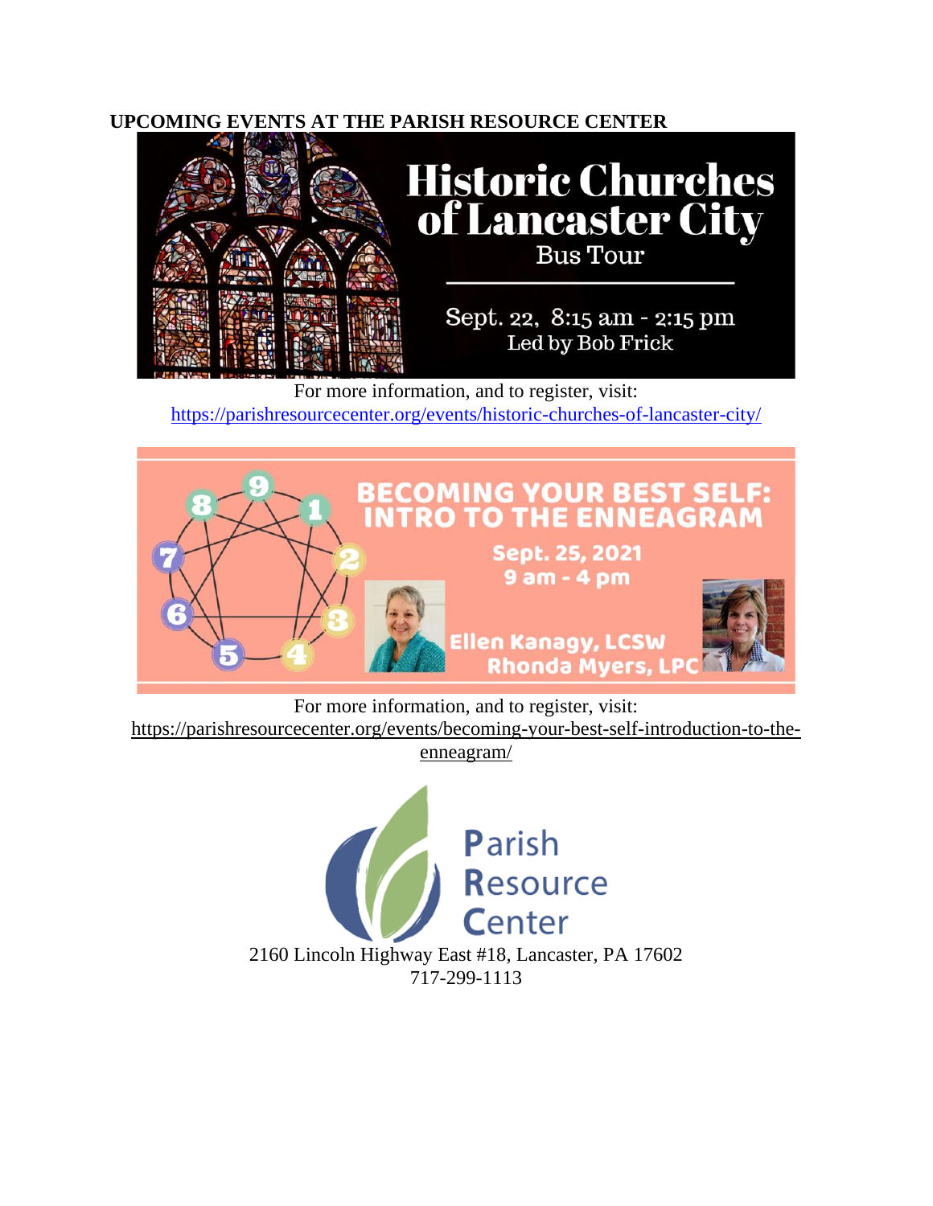**UPCOMING EVENTS AT THE PARISH RESOURCE CENTER**

# Historic Churches of Lancaster City

Bus Tour

Sept. 22, 8:15 am - 2:15 pm
Led by Bob Frick

For more information, and to register, visit:
https://parishresourcecenter.org/events/historic-churches-of-lancaster-city/

# BECOMING YOUR BEST SELF: INTRO TO THE ENNEAGRAM

Sept. 25, 2021
9 am - 4 pm

Ellen Kanagy, LCSW
Rhonda Myers, LPC

For more information, and to register, visit:
https://parishresourcecenter.org/events/becoming-your-best-self-introduction-to-the-enneagram/

Parish Resource Center

2160 Lincoln Highway East #18, Lancaster, PA 17602
717-299-1113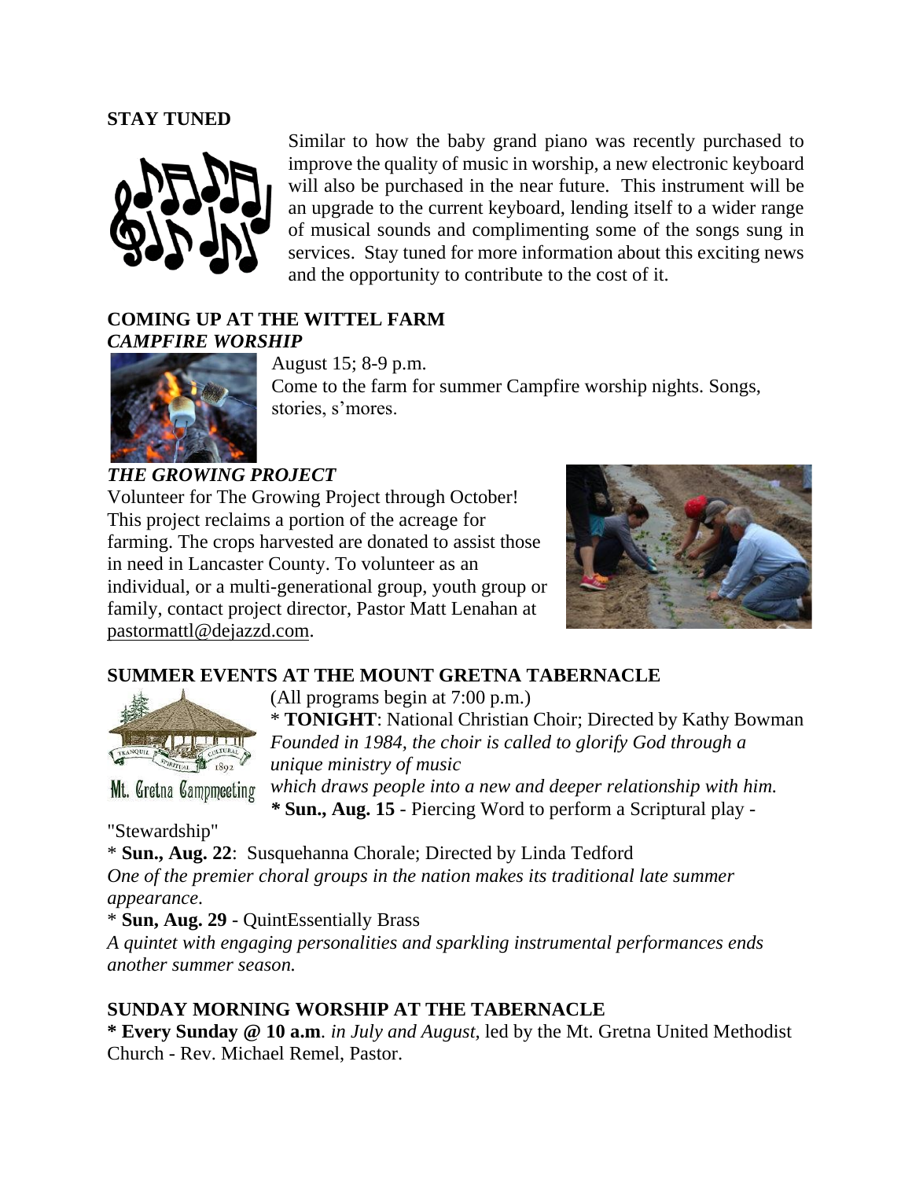**STAY TUNED**

Similar to how the baby grand piano was recently purchased to improve the quality of music in worship, a new electronic keyboard will also be purchased in the near future. This instrument will be an upgrade to the current keyboard, lending itself to a wider range of musical sounds and complimenting some of the songs sung in services. Stay tuned for more information about this exciting news and the opportunity to contribute to the cost of it.

**COMING UP AT THE WITTEL FARM**
***CAMPFIRE WORSHIP***

August 15; 8-9 p.m.
Come to the farm for summer Campfire worship nights. Songs, stories, s'mores.

***THE GROWING PROJECT***

Volunteer for The Growing Project through October! This project reclaims a portion of the acreage for farming. The crops harvested are donated to assist those in need in Lancaster County. To volunteer as an individual, or a multi-generational group, youth group or family, contact project director, Pastor Matt Lenahan at pastormattl@dejazzd.com.

**SUMMER EVENTS AT THE MOUNT GRETNA TABERNACLE**

(All programs begin at 7:00 p.m.)

\* **TONIGHT**: National Christian Choir; Directed by Kathy Bowman
*Founded in 1984, the choir is called to glorify God through a unique ministry of music which draws people into a new and deeper relationship with him.*

**\* Sun., Aug. 15** - Piercing Word to perform a Scriptural play - "Stewardship"

\* **Sun., Aug. 22**: Susquehanna Chorale; Directed by Linda Tedford
*One of the premier choral groups in the nation makes its traditional late summer appearance.*

\* **Sun, Aug. 29** - QuintEssentially Brass
*A quintet with engaging personalities and sparkling instrumental performances ends another summer season.*

**SUNDAY MORNING WORSHIP AT THE TABERNACLE**

**\* Every Sunday @ 10 a.m**. *in July and August,* led by the Mt. Gretna United Methodist Church - Rev. Michael Remel, Pastor.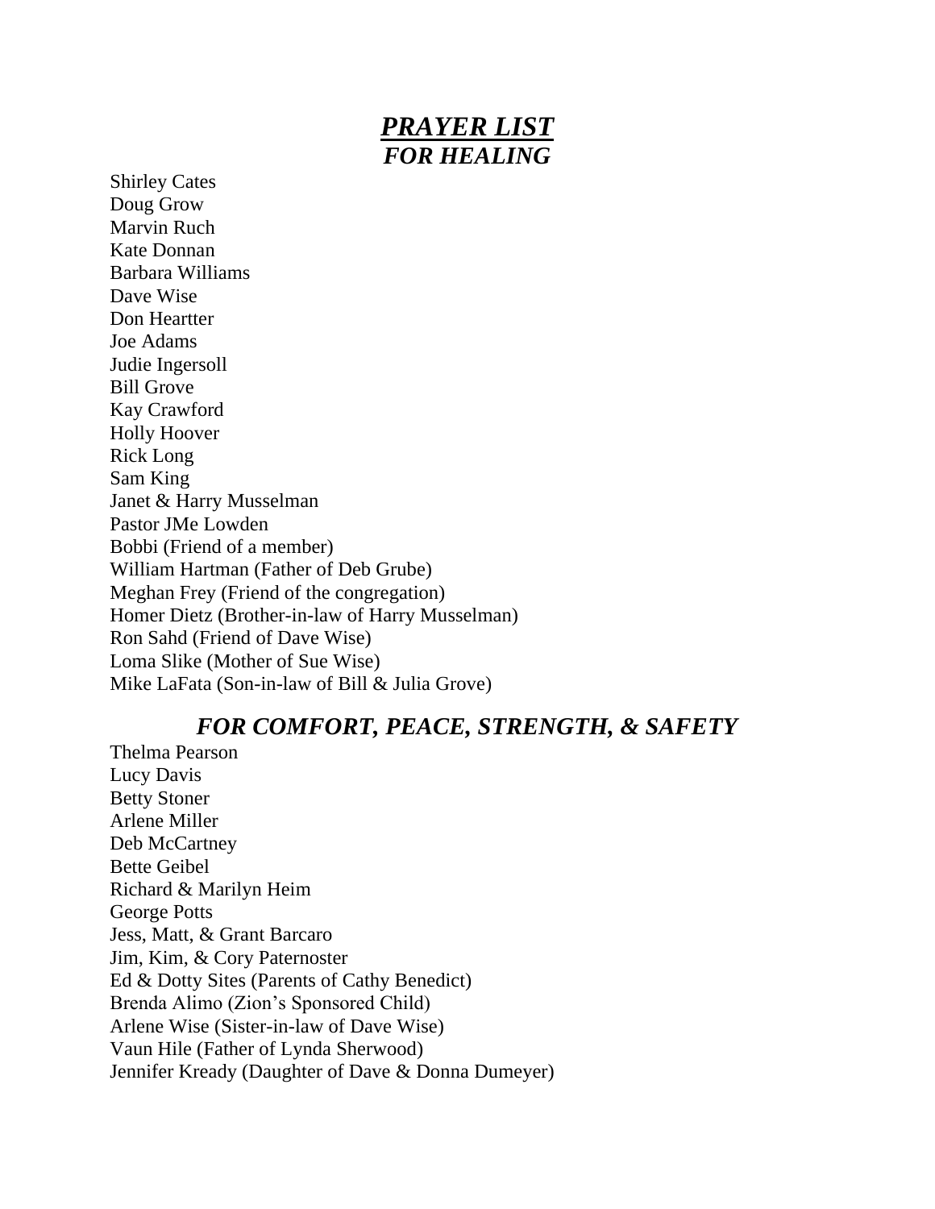# ***PRAYER LIST***

## *FOR HEALING*

Shirley Cates
Doug Grow
Marvin Ruch
Kate Donnan
Barbara Williams
Dave Wise
Don Heartter
Joe Adams
Judie Ingersoll
Bill Grove
Kay Crawford
Holly Hoover
Rick Long
Sam King
Janet & Harry Musselman
Pastor JMe Lowden
Bobbi (Friend of a member)
William Hartman (Father of Deb Grube)
Meghan Frey (Friend of the congregation)
Homer Dietz (Brother-in-law of Harry Musselman)
Ron Sahd (Friend of Dave Wise)
Loma Slike (Mother of Sue Wise)
Mike LaFata (Son-in-law of Bill & Julia Grove)

## *FOR COMFORT, PEACE, STRENGTH, & SAFETY*

Thelma Pearson
Lucy Davis
Betty Stoner
Arlene Miller
Deb McCartney
Bette Geibel
Richard & Marilyn Heim
George Potts
Jess, Matt, & Grant Barcaro
Jim, Kim, & Cory Paternoster
Ed & Dotty Sites (Parents of Cathy Benedict)
Brenda Alimo (Zion's Sponsored Child)
Arlene Wise (Sister-in-law of Dave Wise)
Vaun Hile (Father of Lynda Sherwood)
Jennifer Kready (Daughter of Dave & Donna Dumeyer)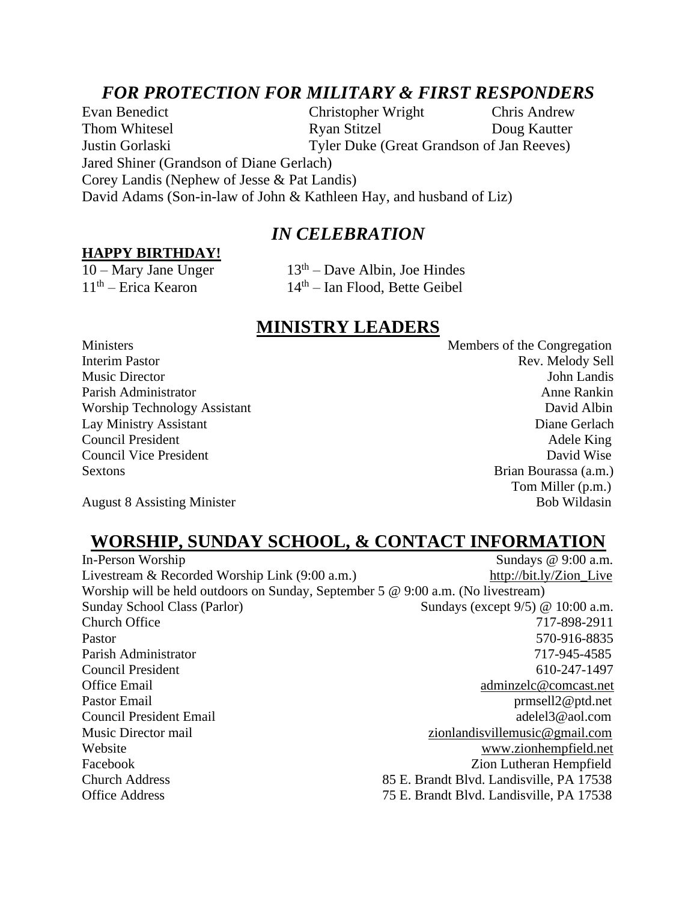## *FOR PROTECTION FOR MILITARY & FIRST RESPONDERS*

Evan Benedict
Christopher Wright
Chris Andrew
Thom Whitesel
Ryan Stitzel
Doug Kautter
Justin Gorlaski
Tyler Duke (Great Grandson of Jan Reeves)
Jared Shiner (Grandson of Diane Gerlach)
Corey Landis (Nephew of Jesse & Pat Landis)
David Adams (Son-in-law of John & Kathleen Hay, and husband of Liz)

## *IN CELEBRATION*

**HAPPY BIRTHDAY!**

10 – Mary Jane Unger
11th – Erica Kearon
13th – Dave Albin, Joe Hindes
14th – Ian Flood, Bette Geibel

## MINISTRY LEADERS

| | |
|---|---|
| Ministers | Members of the Congregation |
| Interim Pastor | Rev. Melody Sell |
| Music Director | John Landis |
| Parish Administrator | Anne Rankin |
| Worship Technology Assistant | David Albin |
| Lay Ministry Assistant | Diane Gerlach |
| Council President | Adele King |
| Council Vice President | David Wise |
| Sextons | Brian Bourassa (a.m.)<br>Tom Miller (p.m.) |
| August 8 Assisting Minister | Bob Wildasin |

## WORSHIP, SUNDAY SCHOOL, & CONTACT INFORMATION

| | |
|---|---|
| In-Person Worship | Sundays @ 9:00 a.m. |
| Livestream & Recorded Worship Link (9:00 a.m.) | http://bit.ly/Zion_Live |

Worship will be held outdoors on Sunday, September 5 @ 9:00 a.m. (No livestream)

| | |
|---|---|
| Sunday School Class (Parlor) | Sundays (except 9/5) @ 10:00 a.m. |
| Church Office | 717-898-2911 |
| Pastor | 570-916-8835 |
| Parish Administrator | 717-945-4585 |
| Council President | 610-247-1497 |
| Office Email | adminzelc@comcast.net |
| Pastor Email | prmsell2@ptd.net |
| Council President Email | adelel3@aol.com |
| Music Director mail | zionlandisvillemusic@gmail.com |
| Website | www.zionhempfield.net |
| Facebook | Zion Lutheran Hempfield |
| Church Address | 85 E. Brandt Blvd. Landisville, PA 17538 |
| Office Address | 75 E. Brandt Blvd. Landisville, PA 17538 |